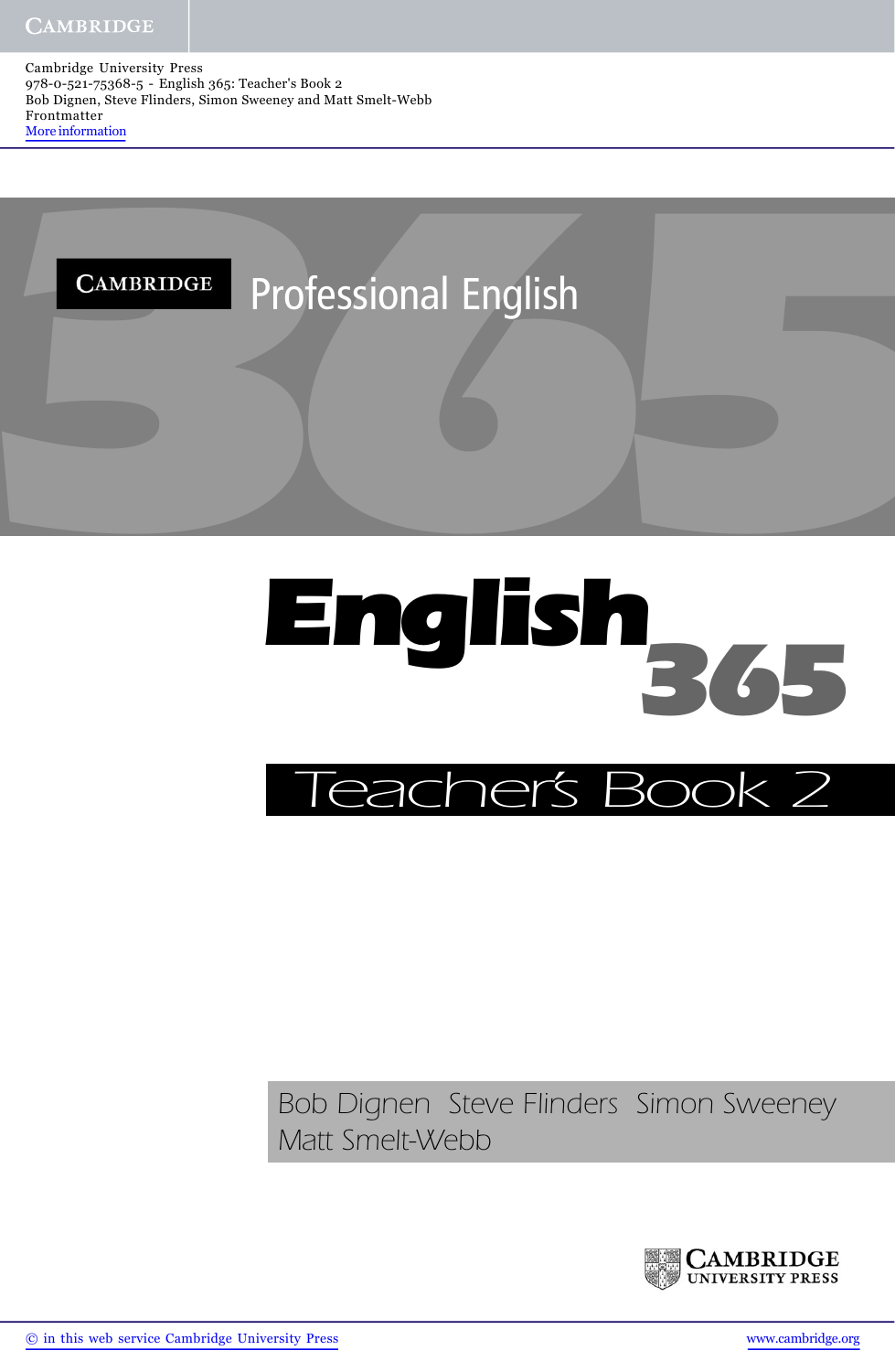Cambridge University Press
978-0-521-75368-5 - English 365: Teacher's Book 2
Bob Dignen, Steve Flinders, Simon Sweeney and Matt Smelt-Webb
Frontmatter
More information

CAMBRIDGE Professional English

# English 365

## Teacher's Book 2

Bob Dignen Steve Flinders Simon Sweeney Matt Smelt-Webb

CAMBRIDGE UNIVERSITY PRESS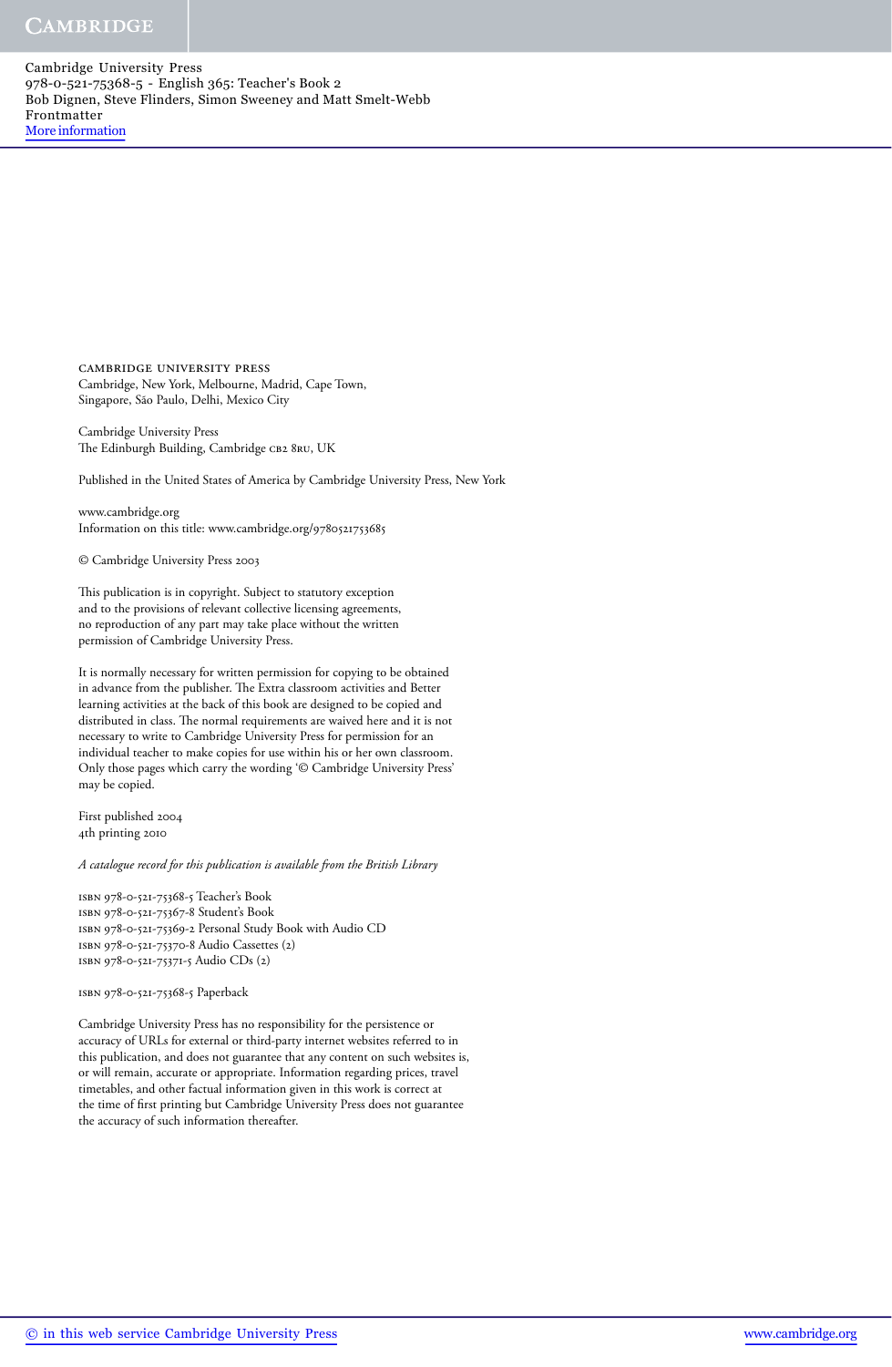Cambridge University Press
978-0-521-75368-5 - English 365: Teacher's Book 2
Bob Dignen, Steve Flinders, Simon Sweeney and Matt Smelt-Webb
Frontmatter
More information

CAMBRIDGE UNIVERSITY PRESS
Cambridge, New York, Melbourne, Madrid, Cape Town,
Singapore, São Paulo, Delhi, Mexico City

Cambridge University Press
The Edinburgh Building, Cambridge CB2 8RU, UK

Published in the United States of America by Cambridge University Press, New York

www.cambridge.org
Information on this title: www.cambridge.org/9780521753685

© Cambridge University Press 2003

This publication is in copyright. Subject to statutory exception
and to the provisions of relevant collective licensing agreements,
no reproduction of any part may take place without the written
permission of Cambridge University Press.

It is normally necessary for written permission for copying to be obtained
in advance from the publisher. The Extra classroom activities and Better
learning activities at the back of this book are designed to be copied and
distributed in class. The normal requirements are waived here and it is not
necessary to write to Cambridge University Press for permission for an
individual teacher to make copies for use within his or her own classroom.
Only those pages which carry the wording '© Cambridge University Press'
may be copied.

First published 2004
4th printing 2010

*A catalogue record for this publication is available from the British Library*

ISBN 978-0-521-75368-5 Teacher's Book
ISBN 978-0-521-75367-8 Student's Book
ISBN 978-0-521-75369-2 Personal Study Book with Audio CD
ISBN 978-0-521-75370-8 Audio Cassettes (2)
ISBN 978-0-521-75371-5 Audio CDs (2)

ISBN 978-0-521-75368-5 Paperback

Cambridge University Press has no responsibility for the persistence or
accuracy of URLs for external or third-party internet websites referred to in
this publication, and does not guarantee that any content on such websites is,
or will remain, accurate or appropriate. Information regarding prices, travel
timetables, and other factual information given in this work is correct at
the time of first printing but Cambridge University Press does not guarantee
the accuracy of such information thereafter.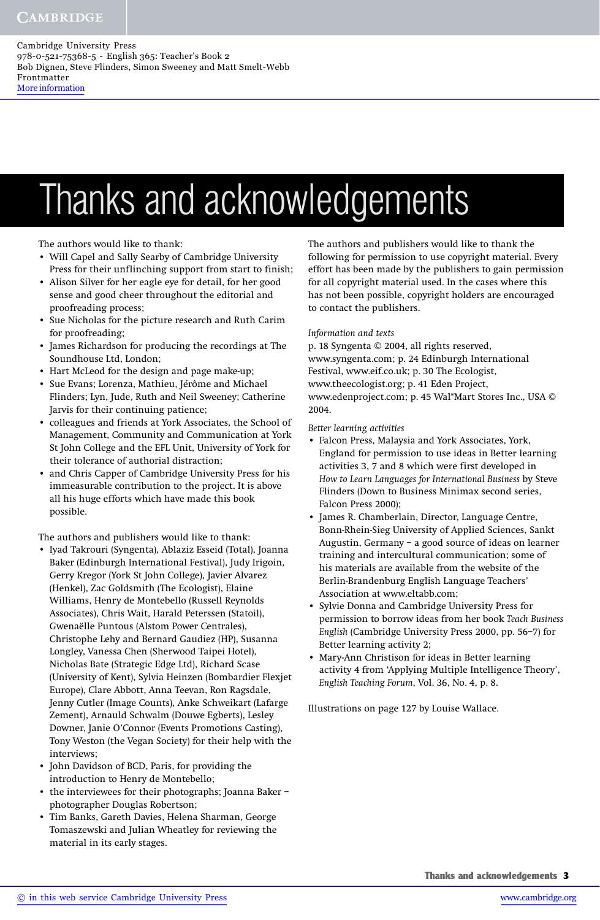# Thanks and acknowledgements

The authors would like to thank:

- Will Capel and Sally Searby of Cambridge University Press for their unflinching support from start to finish;
- Alison Silver for her eagle eye for detail, for her good sense and good cheer throughout the editorial and proofreading process;
- Sue Nicholas for the picture research and Ruth Carim for proofreading;
- James Richardson for producing the recordings at The Soundhouse Ltd, London;
- Hart McLeod for the design and page make-up;
- Sue Evans; Lorenza, Mathieu, Jérôme and Michael Flinders; Lyn, Jude, Ruth and Neil Sweeney; Catherine Jarvis for their continuing patience;
- colleagues and friends at York Associates, the School of Management, Community and Communication at York St John College and the EFL Unit, University of York for their tolerance of authorial distraction;
- and Chris Capper of Cambridge University Press for his immeasurable contribution to the project. It is above all his huge efforts which have made this book possible.

The authors and publishers would like to thank:

- Iyad Takrouri (Syngenta), Ablaziz Esseid (Total), Joanna Baker (Edinburgh International Festival), Judy Irigoin, Gerry Kregor (York St John College), Javier Alvarez (Henkel), Zac Goldsmith (The Ecologist), Elaine Williams, Henry de Montebello (Russell Reynolds Associates), Chris Wait, Harald Peterssen (Statoil), Gwenaëlle Puntous (Alstom Power Centrales), Christophe Lehy and Bernard Gaudiez (HP), Susanna Longley, Vanessa Chen (Sherwood Taipei Hotel), Nicholas Bate (Strategic Edge Ltd), Richard Scase (University of Kent), Sylvia Heinzen (Bombardier Flexjet Europe), Clare Abbott, Anna Teevan, Ron Ragsdale, Jenny Cutler (Image Counts), Anke Schweikart (Lafarge Zement), Arnauld Schwalm (Douwe Egberts), Lesley Downer, Janie O'Connor (Events Promotions Casting), Tony Weston (the Vegan Society) for their help with the interviews;
- John Davidson of BCD, Paris, for providing the introduction to Henry de Montebello;
- the interviewees for their photographs; Joanna Baker – photographer Douglas Robertson;
- Tim Banks, Gareth Davies, Helena Sharman, George Tomaszewski and Julian Wheatley for reviewing the material in its early stages.

The authors and publishers would like to thank the following for permission to use copyright material. Every effort has been made by the publishers to gain permission for all copyright material used. In the cases where this has not been possible, copyright holders are encouraged to contact the publishers.

*Information and texts*

p. 18 Syngenta © 2004, all rights reserved, www.syngenta.com; p. 24 Edinburgh International Festival, www.eif.co.uk; p. 30 The Ecologist, www.theecologist.org; p. 41 Eden Project, www.edenproject.com; p. 45 Wal*Mart Stores Inc., USA © 2004.

*Better learning activities*

- Falcon Press, Malaysia and York Associates, York, England for permission to use ideas in Better learning activities 3, 7 and 8 which were first developed in *How to Learn Languages for International Business* by Steve Flinders (Down to Business Minimax second series, Falcon Press 2000);
- James R. Chamberlain, Director, Language Centre, Bonn-Rhein-Sieg University of Applied Sciences, Sankt Augustin, Germany – a good source of ideas on learner training and intercultural communication; some of his materials are available from the website of the Berlin-Brandenburg English Language Teachers' Association at www.eltabb.com;
- Sylvie Donna and Cambridge University Press for permission to borrow ideas from her book *Teach Business English* (Cambridge University Press 2000, pp. 56–7) for Better learning activity 2;
- Mary-Ann Christison for ideas in Better learning activity 4 from 'Applying Multiple Intelligence Theory', *English Teaching Forum*, Vol. 36, No. 4, p. 8.

Illustrations on page 127 by Louise Wallace.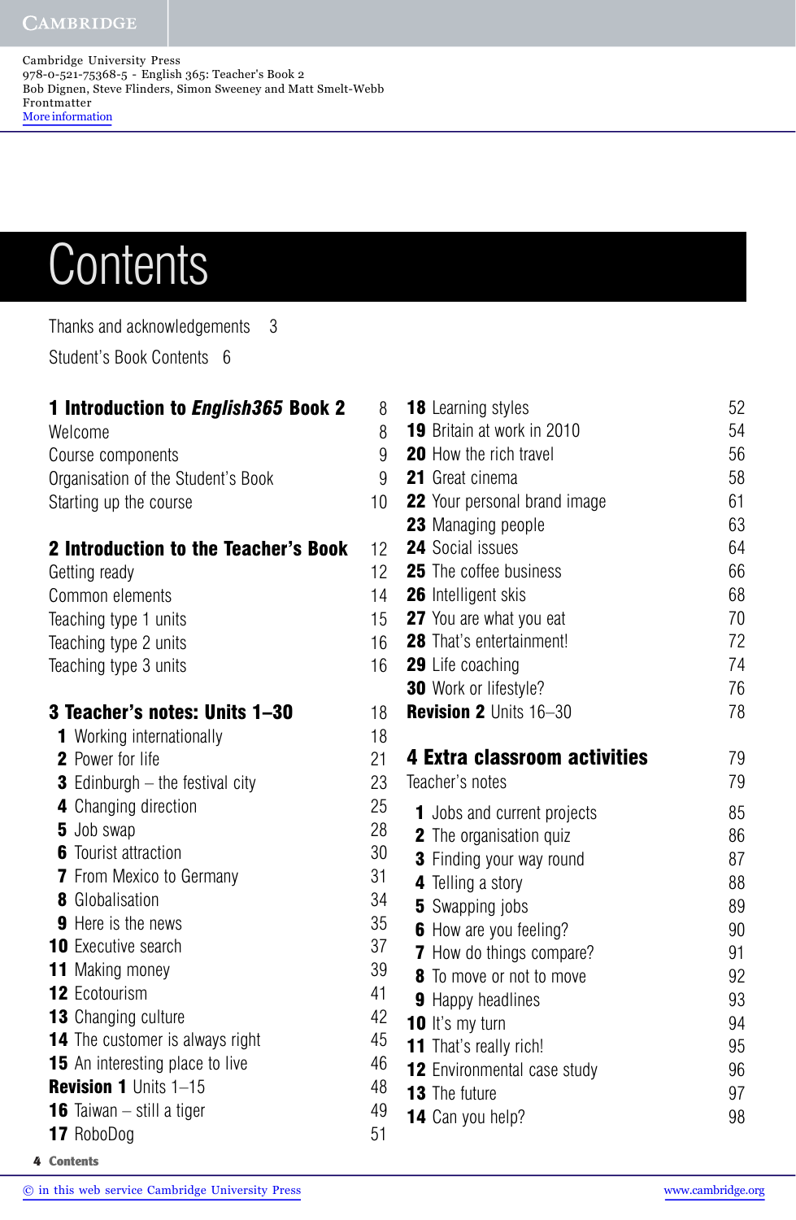Cambridge University Press
978-0-521-75368-5 - English 365: Teacher's Book 2
Bob Dignen, Steve Flinders, Simon Sweeney and Matt Smelt-Webb
Frontmatter
More information

# Contents

Thanks and acknowledgements 3

Student's Book Contents 6

## 1 Introduction to *English365* Book 2 8

- Welcome 8
- Course components 9
- Organisation of the Student's Book 9
- Starting up the course 10

## 2 Introduction to the Teacher's Book 12

- Getting ready 12
- Common elements 14
- Teaching type 1 units 15
- Teaching type 2 units 16
- Teaching type 3 units 16

## 3 Teacher's notes: Units 1–30 18

- **1** Working internationally 18
- **2** Power for life 21
- **3** Edinburgh – the festival city 23
- **4** Changing direction 25
- **5** Job swap 28
- **6** Tourist attraction 30
- **7** From Mexico to Germany 31
- **8** Globalisation 34
- **9** Here is the news 35
- **10** Executive search 37
- **11** Making money 39
- **12** Ecotourism 41
- **13** Changing culture 42
- **14** The customer is always right 45
- **15** An interesting place to live 46
- **Revision 1** Units 1–15 48
- **16** Taiwan – still a tiger 49
- **17** RoboDog 51
- **18** Learning styles 52
- **19** Britain at work in 2010 54
- **20** How the rich travel 56
- **21** Great cinema 58
- **22** Your personal brand image 61
- **23** Managing people 63
- **24** Social issues 64
- **25** The coffee business 66
- **26** Intelligent skis 68
- **27** You are what you eat 70
- **28** That's entertainment! 72
- **29** Life coaching 74
- **30** Work or lifestyle? 76
- **Revision 2** Units 16–30 78

## 4 Extra classroom activities 79

Teacher's notes 79

- **1** Jobs and current projects 85
- **2** The organisation quiz 86
- **3** Finding your way round 87
- **4** Telling a story 88
- **5** Swapping jobs 89
- **6** How are you feeling? 90
- **7** How do things compare? 91
- **8** To move or not to move 92
- **9** Happy headlines 93
- **10** It's my turn 94
- **11** That's really rich! 95
- **12** Environmental case study 96
- **13** The future 97
- **14** Can you help? 98

© in this web service Cambridge University Press www.cambridge.org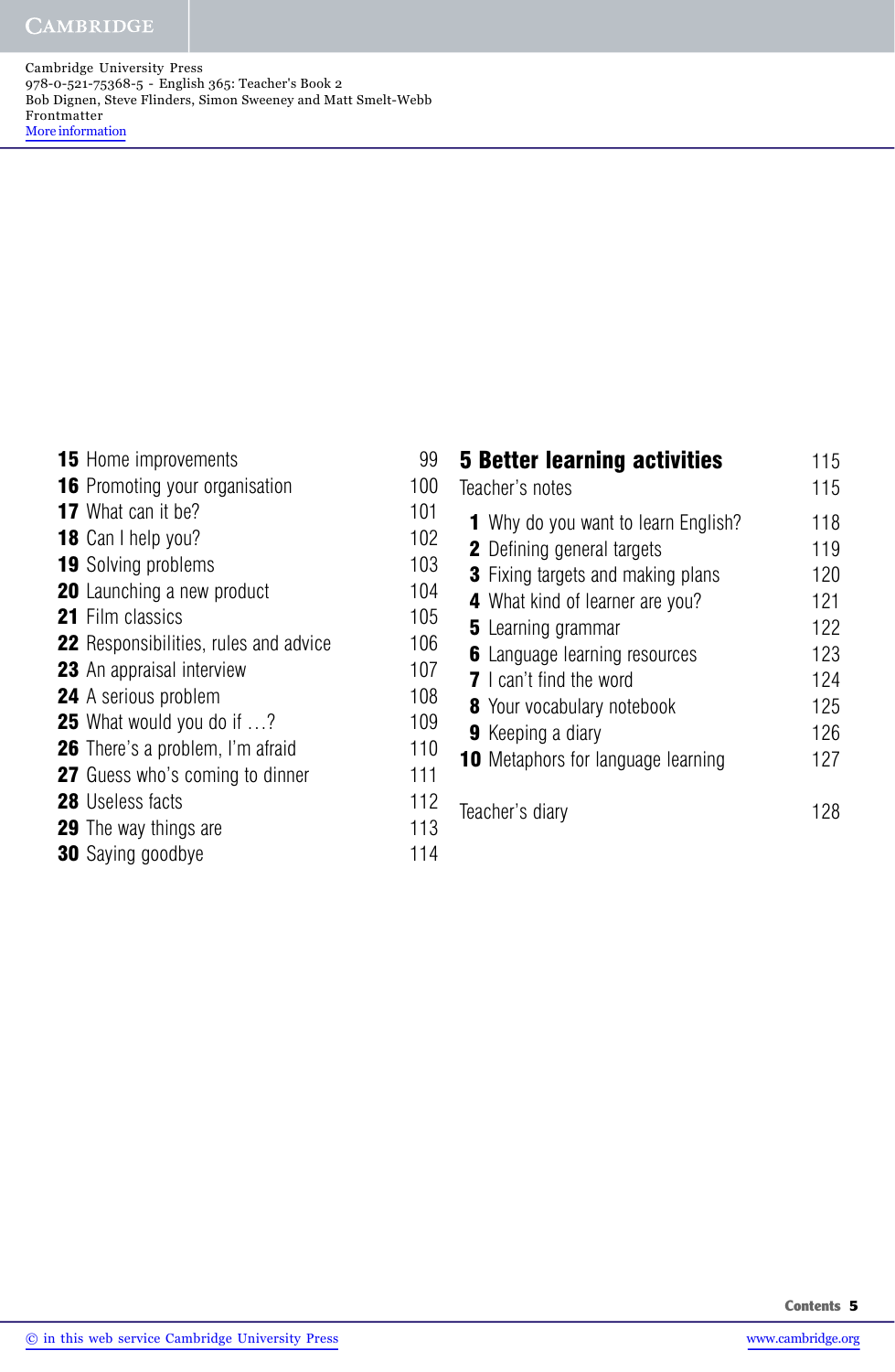**15** Home improvements 99
**16** Promoting your organisation 100
**17** What can it be? 101
**18** Can I help you? 102
**19** Solving problems 103
**20** Launching a new product 104
**21** Film classics 105
**22** Responsibilities, rules and advice 106
**23** An appraisal interview 107
**24** A serious problem 108
**25** What would you do if …? 109
**26** There's a problem, I'm afraid 110
**27** Guess who's coming to dinner 111
**28** Useless facts 112
**29** The way things are 113
**30** Saying goodbye 114

## 5 Better learning activities 115

Teacher's notes 115

**1** Why do you want to learn English? 118
**2** Defining general targets 119
**3** Fixing targets and making plans 120
**4** What kind of learner are you? 121
**5** Learning grammar 122
**6** Language learning resources 123
**7** I can't find the word 124
**8** Your vocabulary notebook 125
**9** Keeping a diary 126
**10** Metaphors for language learning 127

Teacher's diary 128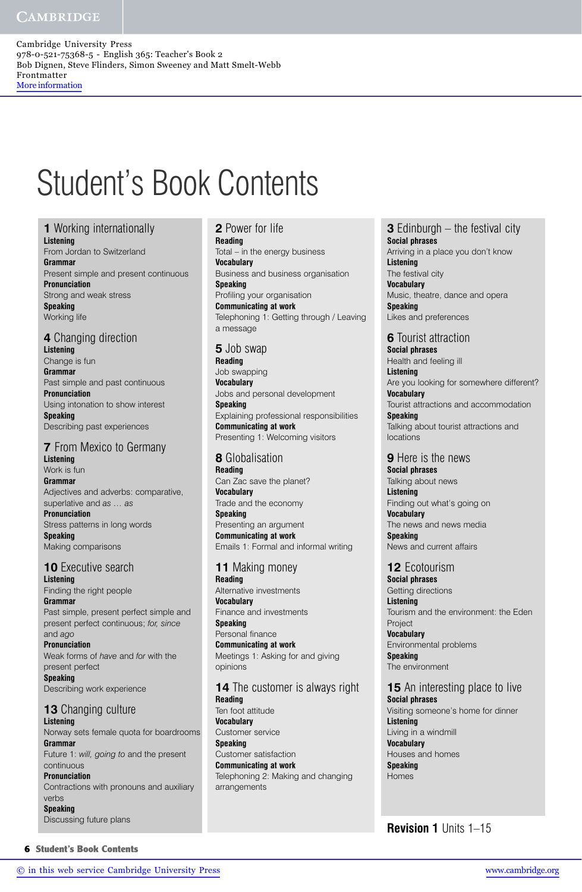# Student's Book Contents

## 1 Working internationally

**Listening**
From Jordan to Switzerland
**Grammar**
Present simple and present continuous
**Pronunciation**
Strong and weak stress
**Speaking**
Working life

## 2 Power for life

**Reading**
Total – in the energy business
**Vocabulary**
Business and business organisation
**Speaking**
Profiling your organisation
**Communicating at work**
Telephoning 1: Getting through / Leaving a message

## 3 Edinburgh – the festival city

**Social phrases**
Arriving in a place you don't know
**Listening**
The festival city
**Vocabulary**
Music, theatre, dance and opera
**Speaking**
Likes and preferences

## 4 Changing direction

**Listening**
Change is fun
**Grammar**
Past simple and past continuous
**Pronunciation**
Using intonation to show interest
**Speaking**
Describing past experiences

## 5 Job swap

**Reading**
Job swapping
**Vocabulary**
Jobs and personal development
**Speaking**
Explaining professional responsibilities
**Communicating at work**
Presenting 1: Welcoming visitors

## 6 Tourist attraction

**Social phrases**
Health and feeling ill
**Listening**
Are you looking for somewhere different?
**Vocabulary**
Tourist attractions and accommodation
**Speaking**
Talking about tourist attractions and locations

## 7 From Mexico to Germany

**Listening**
Work is fun
**Grammar**
Adjectives and adverbs: comparative, superlative and *as … as*
**Pronunciation**
Stress patterns in long words
**Speaking**
Making comparisons

## 8 Globalisation

**Reading**
Can Zac save the planet?
**Vocabulary**
Trade and the economy
**Speaking**
Presenting an argument
**Communicating at work**
Emails 1: Formal and informal writing

## 9 Here is the news

**Social phrases**
Talking about news
**Listening**
Finding out what's going on
**Vocabulary**
The news and news media
**Speaking**
News and current affairs

## 10 Executive search

**Listening**
Finding the right people
**Grammar**
Past simple, present perfect simple and present perfect continuous; *for, since* and *ago*
**Pronunciation**
Weak forms of *have* and *for* with the present perfect
**Speaking**
Describing work experience

## 11 Making money

**Reading**
Alternative investments
**Vocabulary**
Finance and investments
**Speaking**
Personal finance
**Communicating at work**
Meetings 1: Asking for and giving opinions

## 12 Ecotourism

**Social phrases**
Getting directions
**Listening**
Tourism and the environment: the Eden Project
**Vocabulary**
Environmental problems
**Speaking**
The environment

## 13 Changing culture

**Listening**
Norway sets female quota for boardrooms
**Grammar**
Future 1: *will, going to* and the present continuous
**Pronunciation**
Contractions with pronouns and auxiliary verbs
**Speaking**
Discussing future plans

## 14 The customer is always right

**Reading**
Ten foot attitude
**Vocabulary**
Customer service
**Speaking**
Customer satisfaction
**Communicating at work**
Telephoning 2: Making and changing arrangements

## 15 An interesting place to live

**Social phrases**
Visiting someone's home for dinner
**Listening**
Living in a windmill
**Vocabulary**
Houses and homes
**Speaking**
Homes

## Revision 1 Units 1–15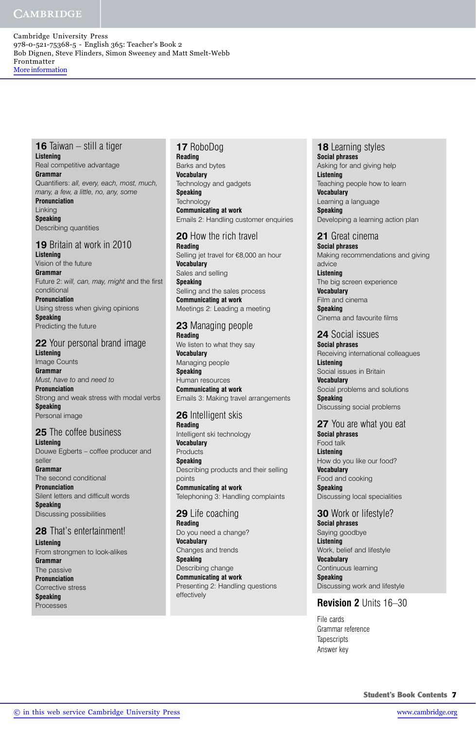## 16 Taiwan – still a tiger

**Listening**
Real competitive advantage

**Grammar**
Quantifiers: *all, every, each, most, much, many, a few, a little, no, any, some*

**Pronunciation**
Linking

**Speaking**
Describing quantities

## 19 Britain at work in 2010

**Listening**
Vision of the future

**Grammar**
Future 2: *will, can, may, might* and the first conditional

**Pronunciation**
Using stress when giving opinions

**Speaking**
Predicting the future

## 22 Your personal brand image

**Listening**
Image Counts

**Grammar**
*Must, have to* and *need to*

**Pronunciation**
Strong and weak stress with modal verbs

**Speaking**
Personal image

## 25 The coffee business

**Listening**
Douwe Egberts – coffee producer and seller

**Grammar**
The second conditional

**Pronunciation**
Silent letters and difficult words

**Speaking**
Discussing possibilities

## 28 That's entertainment!

**Listening**
From strongmen to look-alikes

**Grammar**
The passive

**Pronunciation**
Corrective stress

**Speaking**
Processes

## 17 RoboDog

**Reading**
Barks and bytes

**Vocabulary**
Technology and gadgets

**Speaking**
Technology

**Communicating at work**
Emails 2: Handling customer enquiries

## 20 How the rich travel

**Reading**
Selling jet travel for €8,000 an hour

**Vocabulary**
Sales and selling

**Speaking**
Selling and the sales process

**Communicating at work**
Meetings 2: Leading a meeting

## 23 Managing people

**Reading**
We listen to what they say

**Vocabulary**
Managing people

**Speaking**
Human resources

**Communicating at work**
Emails 3: Making travel arrangements

## 26 Intelligent skis

**Reading**
Intelligent ski technology

**Vocabulary**
Products

**Speaking**
Describing products and their selling points

**Communicating at work**
Telephoning 3: Handling complaints

## 29 Life coaching

**Reading**
Do you need a change?

**Vocabulary**
Changes and trends

**Speaking**
Describing change

**Communicating at work**
Presenting 2: Handling questions effectively

## 18 Learning styles

**Social phrases**
Asking for and giving help

**Listening**
Teaching people how to learn

**Vocabulary**
Learning a language

**Speaking**
Developing a learning action plan

## 21 Great cinema

**Social phrases**
Making recommendations and giving advice

**Listening**
The big screen experience

**Vocabulary**
Film and cinema

**Speaking**
Cinema and favourite films

## 24 Social issues

**Social phrases**
Receiving international colleagues

**Listening**
Social issues in Britain

**Vocabulary**
Social problems and solutions

**Speaking**
Discussing social problems

## 27 You are what you eat

**Social phrases**
Food talk

**Listening**
How do you like our food?

**Vocabulary**
Food and cooking

**Speaking**
Discussing local specialities

## 30 Work or lifestyle?

**Social phrases**
Saying goodbye

**Listening**
Work, belief and lifestyle

**Vocabulary**
Continuous learning

**Speaking**
Discussing work and lifestyle

## Revision 2 Units 16–30

File cards
Grammar reference
Tapescripts
Answer key